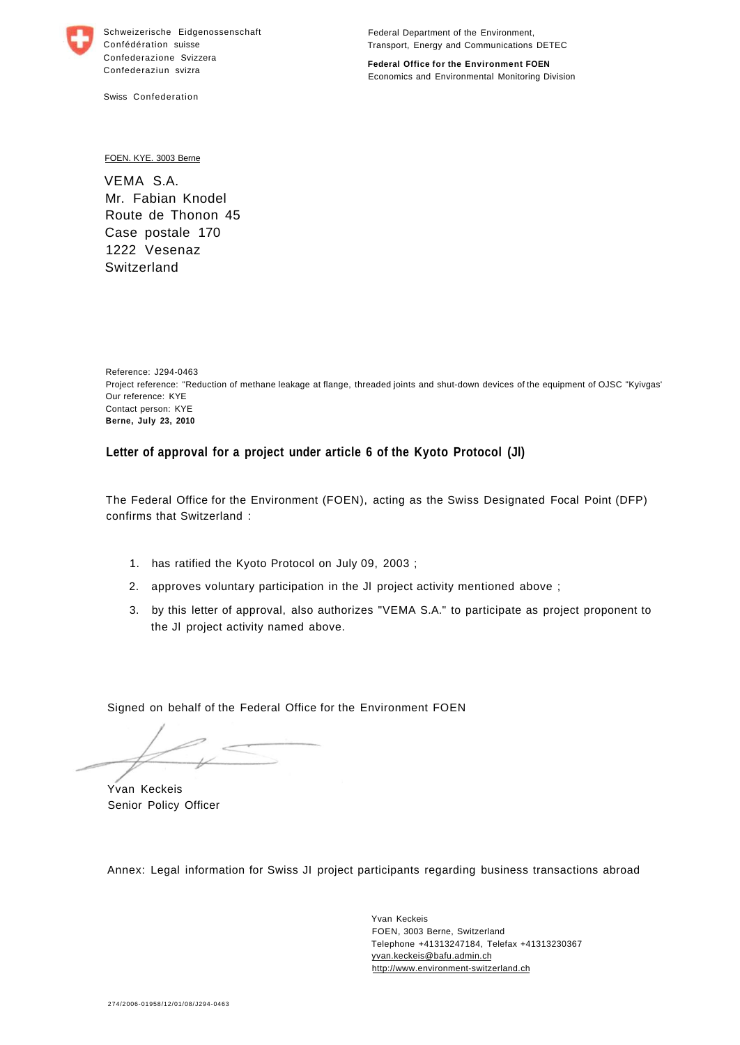Schweizerische Eidgenossenschaft
Confédération suisse
Confederazione Svizzera
Confederaziun svizra

Swiss Confederation

Federal Department of the Environment, Transport, Energy and Communications DETEC

**Federal Office for the Environment FOEN**
Economics and Environmental Monitoring Division

FOEN. KYE. 3003 Berne

VEMA S.A.
Mr. Fabian Knodel
Route de Thonon 45
Case postale 170
1222 Vesenaz
Switzerland

Reference: J294-0463
Project reference: "Reduction of methane leakage at flange, threaded joints and shut-down devices of the equipment of OJSC "Kyivgas'
Our reference: KYE
Contact person: KYE
**Berne, July 23, 2010**

**Letter of approval for a project under article 6 of the Kyoto Protocol (JI)**

The Federal Office for the Environment (FOEN), acting as the Swiss Designated Focal Point (DFP) confirms that Switzerland :

1. has ratified the Kyoto Protocol on July 09, 2003 ;
2. approves voluntary participation in the JI project activity mentioned above ;
3. by this letter of approval, also authorizes "VEMA S.A." to participate as project proponent to the JI project activity named above.

Signed on behalf of the Federal Office for the Environment FOEN

Yvan Keckeis
Senior Policy Officer

Annex: Legal information for Swiss JI project participants regarding business transactions abroad

Yvan Keckeis
FOEN, 3003 Berne, Switzerland
Telephone +41313247184, Telefax +41313230367
yvan.keckeis@bafu.admin.ch
http://www.environment-switzerland.ch

274/2006-01958/12/01/08/J294-0463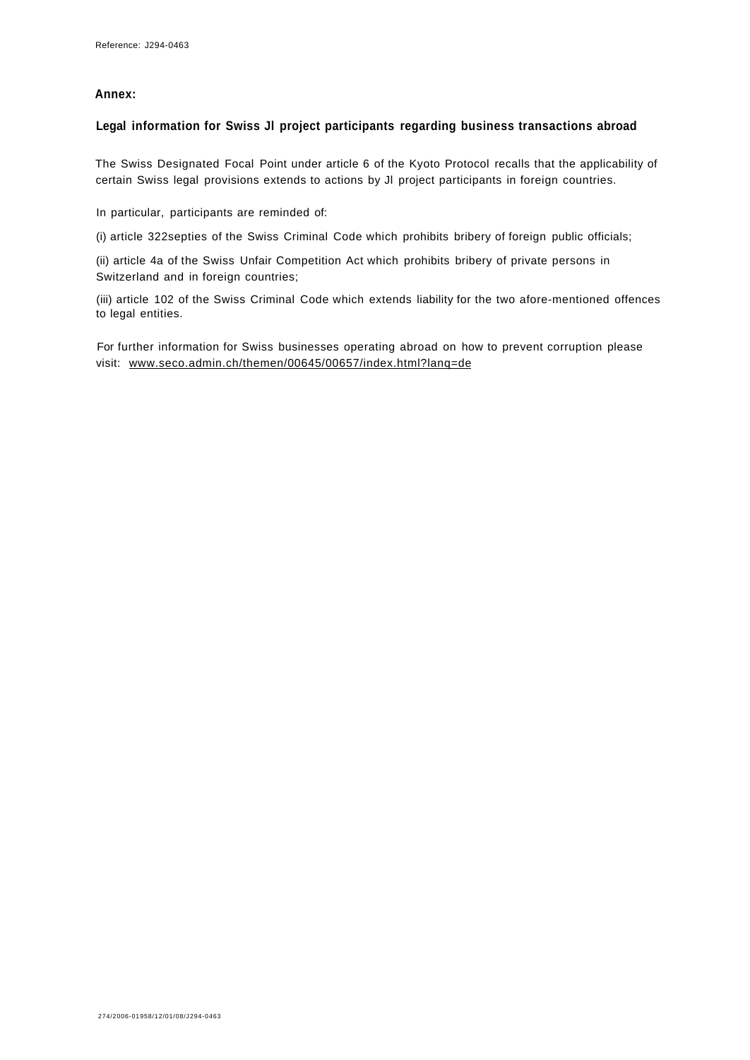**Annex:**

**Legal information for Swiss JI project participants regarding business transactions abroad**

The Swiss Designated Focal Point under article 6 of the Kyoto Protocol recalls that the applicability of certain Swiss legal provisions extends to actions by JI project participants in foreign countries.

In particular, participants are reminded of:

(i) article 322septies of the Swiss Criminal Code which prohibits bribery of foreign public officials;

(ii) article 4a of the Swiss Unfair Competition Act which prohibits bribery of private persons in Switzerland and in foreign countries;

(iii) article 102 of the Swiss Criminal Code which extends liability for the two afore-mentioned offences to legal entities.

For further information for Swiss businesses operating abroad on how to prevent corruption please visit: www.seco.admin.ch/themen/00645/00657/index.html?lanq=de